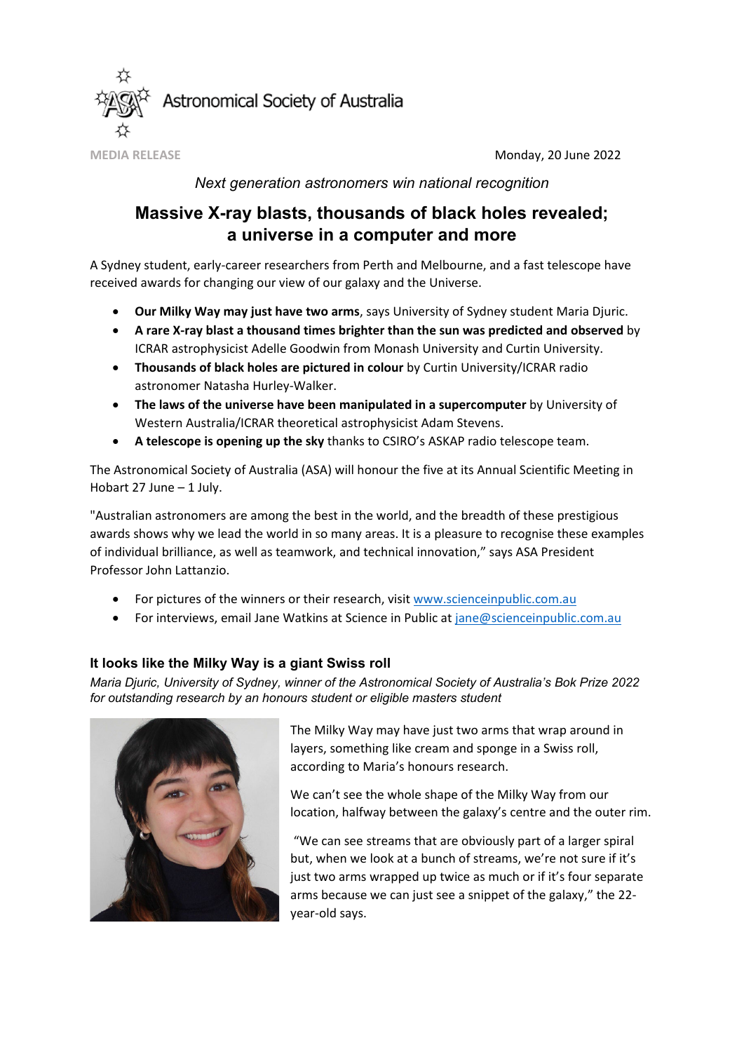Astronomical Society of Australia

MEDIA RELEASE

Monday, 20 June 2022

*Next generation astronomers win national recognition*

# Massive X-ray blasts, thousands of black holes revealed; a universe in a computer and more

A Sydney student, early-career researchers from Perth and Melbourne, and a fast telescope have received awards for changing our view of our galaxy and the Universe.

- **Our Milky Way may just have two arms**, says University of Sydney student Maria Djuric.
- **A rare X-ray blast a thousand times brighter than the sun was predicted and observed** by ICRAR astrophysicist Adelle Goodwin from Monash University and Curtin University.
- **Thousands of black holes are pictured in colour** by Curtin University/ICRAR radio astronomer Natasha Hurley-Walker.
- **The laws of the universe have been manipulated in a supercomputer** by University of Western Australia/ICRAR theoretical astrophysicist Adam Stevens.
- **A telescope is opening up the sky** thanks to CSIRO's ASKAP radio telescope team.

The Astronomical Society of Australia (ASA) will honour the five at its Annual Scientific Meeting in Hobart 27 June – 1 July.

"Australian astronomers are among the best in the world, and the breadth of these prestigious awards shows why we lead the world in so many areas. It is a pleasure to recognise these examples of individual brilliance, as well as teamwork, and technical innovation," says ASA President Professor John Lattanzio.

- For pictures of the winners or their research, visit www.scienceinpublic.com.au
- For interviews, email Jane Watkins at Science in Public at jane@scienceinpublic.com.au

## It looks like the Milky Way is a giant Swiss roll

*Maria Djuric, University of Sydney, winner of the Astronomical Society of Australia's Bok Prize 2022 for outstanding research by an honours student or eligible masters student*

The Milky Way may have just two arms that wrap around in layers, something like cream and sponge in a Swiss roll, according to Maria's honours research.

We can't see the whole shape of the Milky Way from our location, halfway between the galaxy's centre and the outer rim.

"We can see streams that are obviously part of a larger spiral but, when we look at a bunch of streams, we're not sure if it's just two arms wrapped up twice as much or if it's four separate arms because we can just see a snippet of the galaxy," the 22-year-old says.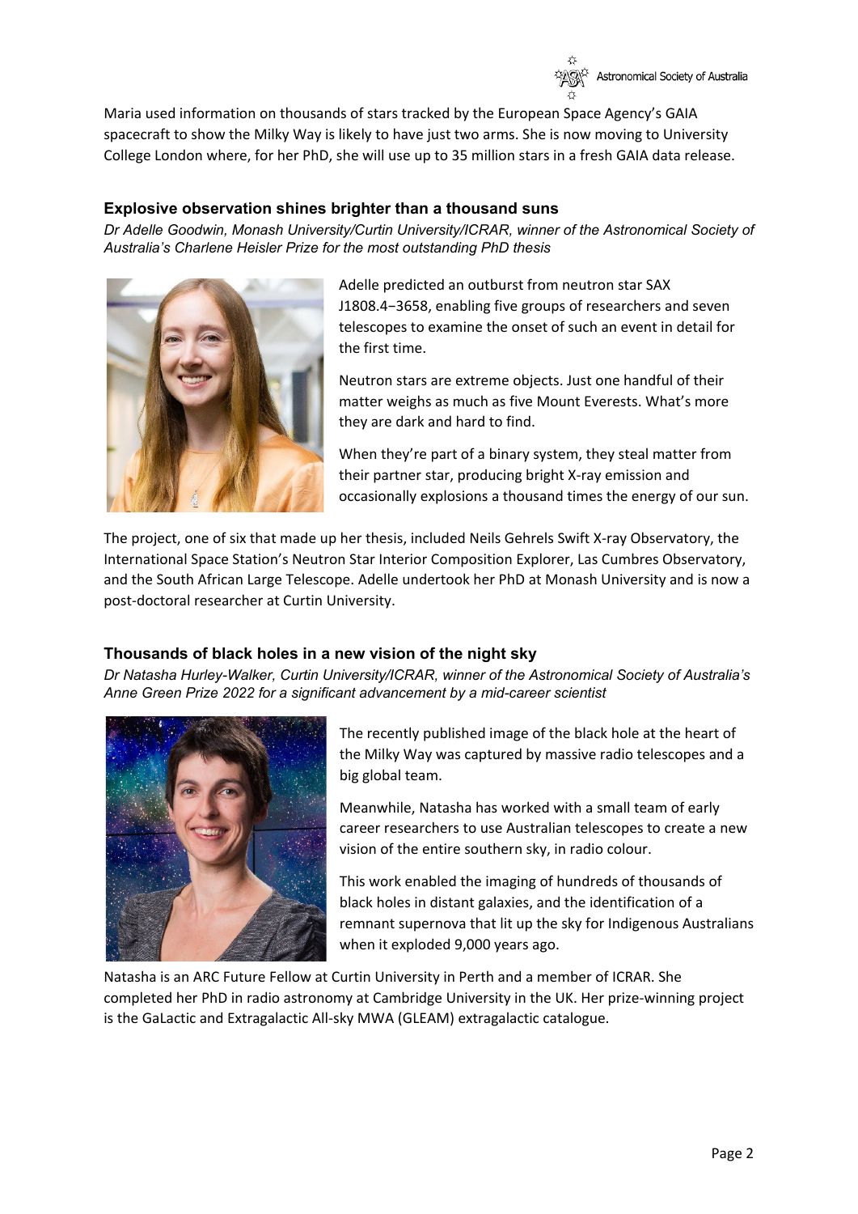Maria used information on thousands of stars tracked by the European Space Agency's GAIA spacecraft to show the Milky Way is likely to have just two arms. She is now moving to University College London where, for her PhD, she will use up to 35 million stars in a fresh GAIA data release.

### Explosive observation shines brighter than a thousand suns

*Dr Adelle Goodwin, Monash University/Curtin University/ICRAR, winner of the Astronomical Society of Australia's Charlene Heisler Prize for the most outstanding PhD thesis*

Adelle predicted an outburst from neutron star SAX J1808.4−3658, enabling five groups of researchers and seven telescopes to examine the onset of such an event in detail for the first time.

Neutron stars are extreme objects. Just one handful of their matter weighs as much as five Mount Everests. What's more they are dark and hard to find.

When they're part of a binary system, they steal matter from their partner star, producing bright X-ray emission and occasionally explosions a thousand times the energy of our sun.

The project, one of six that made up her thesis, included Neils Gehrels Swift X-ray Observatory, the International Space Station's Neutron Star Interior Composition Explorer, Las Cumbres Observatory, and the South African Large Telescope. Adelle undertook her PhD at Monash University and is now a post-doctoral researcher at Curtin University.

### Thousands of black holes in a new vision of the night sky

*Dr Natasha Hurley-Walker, Curtin University/ICRAR, winner of the Astronomical Society of Australia's Anne Green Prize 2022 for a significant advancement by a mid-career scientist*

The recently published image of the black hole at the heart of the Milky Way was captured by massive radio telescopes and a big global team.

Meanwhile, Natasha has worked with a small team of early career researchers to use Australian telescopes to create a new vision of the entire southern sky, in radio colour.

This work enabled the imaging of hundreds of thousands of black holes in distant galaxies, and the identification of a remnant supernova that lit up the sky for Indigenous Australians when it exploded 9,000 years ago.

Natasha is an ARC Future Fellow at Curtin University in Perth and a member of ICRAR. She completed her PhD in radio astronomy at Cambridge University in the UK. Her prize-winning project is the GaLactic and Extragalactic All-sky MWA (GLEAM) extragalactic catalogue.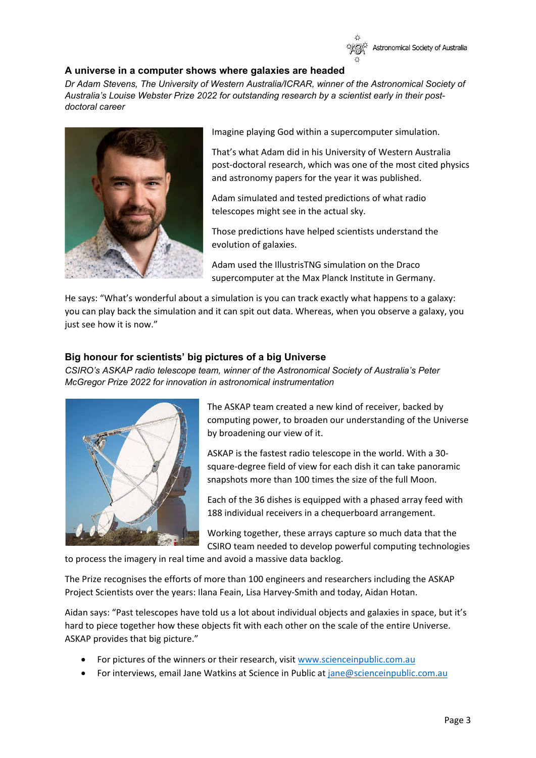## A universe in a computer shows where galaxies are headed

*Dr Adam Stevens, The University of Western Australia/ICRAR, winner of the Astronomical Society of Australia's Louise Webster Prize 2022 for outstanding research by a scientist early in their post-doctoral career*

Imagine playing God within a supercomputer simulation.

That's what Adam did in his University of Western Australia post-doctoral research, which was one of the most cited physics and astronomy papers for the year it was published.

Adam simulated and tested predictions of what radio telescopes might see in the actual sky.

Those predictions have helped scientists understand the evolution of galaxies.

Adam used the IllustrisTNG simulation on the Draco supercomputer at the Max Planck Institute in Germany.

He says: "What's wonderful about a simulation is you can track exactly what happens to a galaxy: you can play back the simulation and it can spit out data. Whereas, when you observe a galaxy, you just see how it is now."

## Big honour for scientists' big pictures of a big Universe

*CSIRO's ASKAP radio telescope team, winner of the Astronomical Society of Australia's Peter McGregor Prize 2022 for innovation in astronomical instrumentation*

The ASKAP team created a new kind of receiver, backed by computing power, to broaden our understanding of the Universe by broadening our view of it.

ASKAP is the fastest radio telescope in the world. With a 30-square-degree field of view for each dish it can take panoramic snapshots more than 100 times the size of the full Moon.

Each of the 36 dishes is equipped with a phased array feed with 188 individual receivers in a chequerboard arrangement.

Working together, these arrays capture so much data that the CSIRO team needed to develop powerful computing technologies to process the imagery in real time and avoid a massive data backlog.

The Prize recognises the efforts of more than 100 engineers and researchers including the ASKAP Project Scientists over the years: Ilana Feain, Lisa Harvey-Smith and today, Aidan Hotan.

Aidan says: "Past telescopes have told us a lot about individual objects and galaxies in space, but it's hard to piece together how these objects fit with each other on the scale of the entire Universe. ASKAP provides that big picture."

- For pictures of the winners or their research, visit www.scienceinpublic.com.au
- For interviews, email Jane Watkins at Science in Public at jane@scienceinpublic.com.au